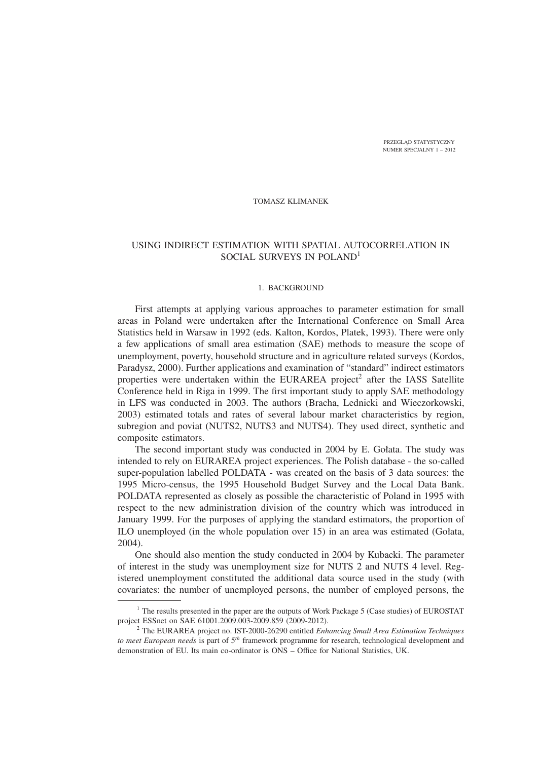TOMASZ KLIMANEK

# USING INDIRECT ESTIMATION WITH SPATIAL AUTOCORRELATION IN SOCIAL SURVEYS IN POLAND[1]

## 1. BACKGROUND

First attempts at applying various approaches to parameter estimation for small areas in Poland were undertaken after the International Conference on Small Area Statistics held in Warsaw in 1992 (eds. Kalton, Kordos, Platek, 1993). There were only a few applications of small area estimation (SAE) methods to measure the scope of unemployment, poverty, household structure and in agriculture related surveys (Kordos, Paradysz, 2000). Further applications and examination of "standard" indirect estimators properties were undertaken within the EURAREA project[2] after the IASS Satellite Conference held in Riga in 1999. The first important study to apply SAE methodology in LFS was conducted in 2003. The authors (Bracha, Lednicki and Wieczorkowski, 2003) estimated totals and rates of several labour market characteristics by region, subregion and poviat (NUTS2, NUTS3 and NUTS4). They used direct, synthetic and composite estimators.

The second important study was conducted in 2004 by E. Gołata. The study was intended to rely on EURAREA project experiences. The Polish database - the so-called super-population labelled POLDATA - was created on the basis of 3 data sources: the 1995 Micro-census, the 1995 Household Budget Survey and the Local Data Bank. POLDATA represented as closely as possible the characteristic of Poland in 1995 with respect to the new administration division of the country which was introduced in January 1999. For the purposes of applying the standard estimators, the proportion of ILO unemployed (in the whole population over 15) in an area was estimated (Gołata, 2004).

One should also mention the study conducted in 2004 by Kubacki. The parameter of interest in the study was unemployment size for NUTS 2 and NUTS 4 level. Registered unemployment constituted the additional data source used in the study (with covariates: the number of unemployed persons, the number of employed persons, the

---

[1] The results presented in the paper are the outputs of Work Package 5 (Case studies) of EUROSTAT project ESSnet on SAE 61001.2009.003-2009.859 (2009-2012).

[2] The EURAREA project no. IST-2000-26290 entitled *Enhancing Small Area Estimation Techniques to meet European needs* is part of 5$^{th}$ framework programme for research, technological development and demonstration of EU. Its main co-ordinator is ONS – Office for National Statistics, UK.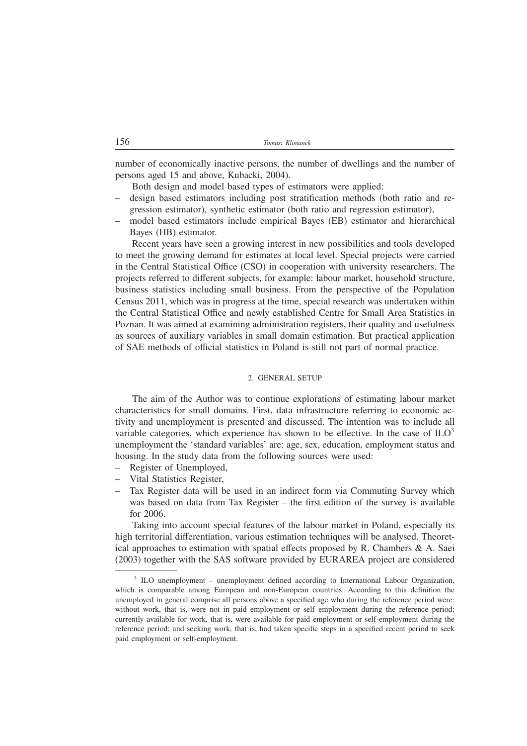number of economically inactive persons, the number of dwellings and the number of persons aged 15 and above, Kubacki, 2004).

Both design and model based types of estimators were applied:

- design based estimators including post stratification methods (both ratio and regression estimator), synthetic estimator (both ratio and regression estimator),
- model based estimators include empirical Bayes (EB) estimator and hierarchical Bayes (HB) estimator.

Recent years have seen a growing interest in new possibilities and tools developed to meet the growing demand for estimates at local level. Special projects were carried in the Central Statistical Office (CSO) in cooperation with university researchers. The projects referred to different subjects, for example: labour market, household structure, business statistics including small business. From the perspective of the Population Census 2011, which was in progress at the time, special research was undertaken within the Central Statistical Office and newly established Centre for Small Area Statistics in Poznan. It was aimed at examining administration registers, their quality and usefulness as sources of auxiliary variables in small domain estimation. But practical application of SAE methods of official statistics in Poland is still not part of normal practice.

## 2. GENERAL SETUP

The aim of the Author was to continue explorations of estimating labour market characteristics for small domains. First, data infrastructure referring to economic activity and unemployment is presented and discussed. The intention was to include all variable categories, which experience has shown to be effective. In the case of ILO[3] unemployment the 'standard variables' are: age, sex, education, employment status and housing. In the study data from the following sources were used:

- Register of Unemployed,
- Vital Statistics Register,
- Tax Register data will be used in an indirect form via Commuting Survey which was based on data from Tax Register – the first edition of the survey is available for 2006.

Taking into account special features of the labour market in Poland, especially its high territorial differentiation, various estimation techniques will be analysed. Theoretical approaches to estimation with spatial effects proposed by R. Chambers & A. Saei (2003) together with the SAS software provided by EURAREA project are considered

[3] ILO unemployment – unemployment defined according to International Labour Organization, which is comparable among European and non-European countries. According to this definition the unemployed in general comprise all persons above a specified age who during the reference period were: without work, that is, were not in paid employment or self employment during the reference period; currently available for work, that is, were available for paid employment or self-employment during the reference period; and seeking work, that is, had taken specific steps in a specified recent period to seek paid employment or self-employment.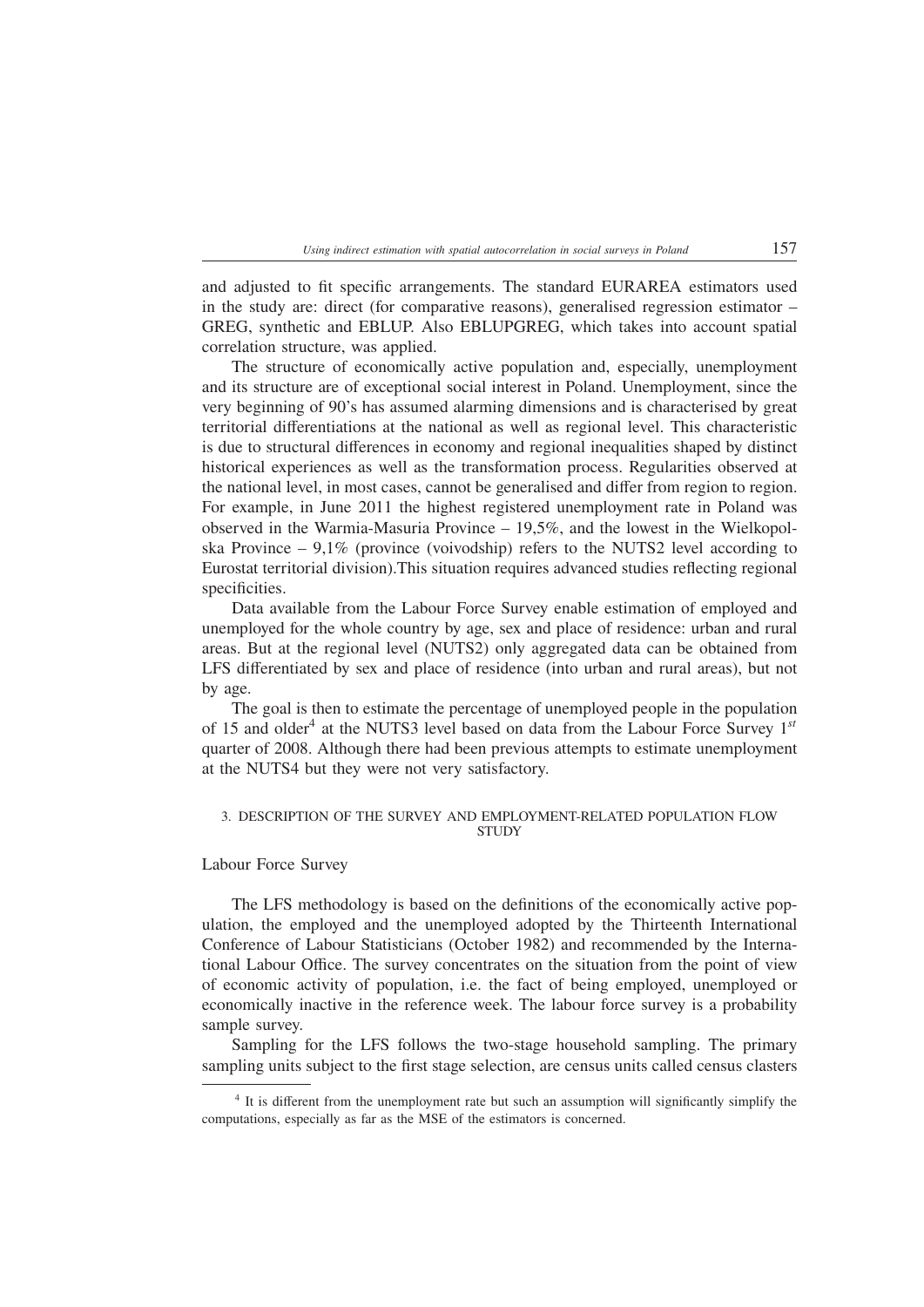and adjusted to fit specific arrangements. The standard EURAREA estimators used in the study are: direct (for comparative reasons), generalised regression estimator – GREG, synthetic and EBLUP. Also EBLUPGREG, which takes into account spatial correlation structure, was applied.

The structure of economically active population and, especially, unemployment and its structure are of exceptional social interest in Poland. Unemployment, since the very beginning of 90's has assumed alarming dimensions and is characterised by great territorial differentiations at the national as well as regional level. This characteristic is due to structural differences in economy and regional inequalities shaped by distinct historical experiences as well as the transformation process. Regularities observed at the national level, in most cases, cannot be generalised and differ from region to region. For example, in June 2011 the highest registered unemployment rate in Poland was observed in the Warmia-Masuria Province – 19,5%, and the lowest in the Wielkopolska Province – 9,1% (province (voivodship) refers to the NUTS2 level according to Eurostat territorial division).This situation requires advanced studies reflecting regional specificities.

Data available from the Labour Force Survey enable estimation of employed and unemployed for the whole country by age, sex and place of residence: urban and rural areas. But at the regional level (NUTS2) only aggregated data can be obtained from LFS differentiated by sex and place of residence (into urban and rural areas), but not by age.

The goal is then to estimate the percentage of unemployed people in the population of 15 and older[4] at the NUTS3 level based on data from the Labour Force Survey 1$^{st}$ quarter of 2008. Although there had been previous attempts to estimate unemployment at the NUTS4 but they were not very satisfactory.

## 3. DESCRIPTION OF THE SURVEY AND EMPLOYMENT-RELATED POPULATION FLOW STUDY

### Labour Force Survey

The LFS methodology is based on the definitions of the economically active population, the employed and the unemployed adopted by the Thirteenth International Conference of Labour Statisticians (October 1982) and recommended by the International Labour Office. The survey concentrates on the situation from the point of view of economic activity of population, i.e. the fact of being employed, unemployed or economically inactive in the reference week. The labour force survey is a probability sample survey.

Sampling for the LFS follows the two-stage household sampling. The primary sampling units subject to the first stage selection, are census units called census clasters

[4] It is different from the unemployment rate but such an assumption will significantly simplify the computations, especially as far as the MSE of the estimators is concerned.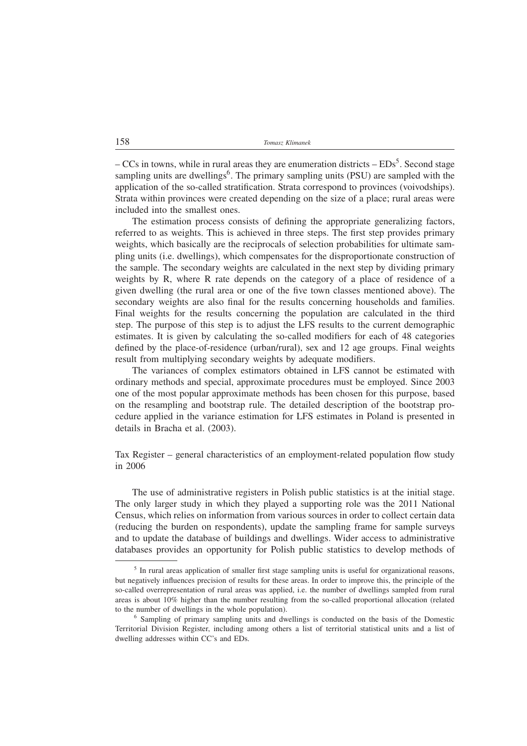– CCs in towns, while in rural areas they are enumeration districts – EDs[5]. Second stage sampling units are dwellings[6]. The primary sampling units (PSU) are sampled with the application of the so-called stratification. Strata correspond to provinces (voivodships). Strata within provinces were created depending on the size of a place; rural areas were included into the smallest ones.

The estimation process consists of defining the appropriate generalizing factors, referred to as weights. This is achieved in three steps. The first step provides primary weights, which basically are the reciprocals of selection probabilities for ultimate sampling units (i.e. dwellings), which compensates for the disproportionate construction of the sample. The secondary weights are calculated in the next step by dividing primary weights by R, where R rate depends on the category of a place of residence of a given dwelling (the rural area or one of the five town classes mentioned above). The secondary weights are also final for the results concerning households and families. Final weights for the results concerning the population are calculated in the third step. The purpose of this step is to adjust the LFS results to the current demographic estimates. It is given by calculating the so-called modifiers for each of 48 categories defined by the place-of-residence (urban/rural), sex and 12 age groups. Final weights result from multiplying secondary weights by adequate modifiers.

The variances of complex estimators obtained in LFS cannot be estimated with ordinary methods and special, approximate procedures must be employed. Since 2003 one of the most popular approximate methods has been chosen for this purpose, based on the resampling and bootstrap rule. The detailed description of the bootstrap procedure applied in the variance estimation for LFS estimates in Poland is presented in details in Bracha et al. (2003).

## Tax Register – general characteristics of an employment-related population flow study in 2006

The use of administrative registers in Polish public statistics is at the initial stage. The only larger study in which they played a supporting role was the 2011 National Census, which relies on information from various sources in order to collect certain data (reducing the burden on respondents), update the sampling frame for sample surveys and to update the database of buildings and dwellings. Wider access to administrative databases provides an opportunity for Polish public statistics to develop methods of

---

[5] In rural areas application of smaller first stage sampling units is useful for organizational reasons, but negatively influences precision of results for these areas. In order to improve this, the principle of the so-called overrepresentation of rural areas was applied, i.e. the number of dwellings sampled from rural areas is about 10% higher than the number resulting from the so-called proportional allocation (related to the number of dwellings in the whole population).

[6] Sampling of primary sampling units and dwellings is conducted on the basis of the Domestic Territorial Division Register, including among others a list of territorial statistical units and a list of dwelling addresses within CC's and EDs.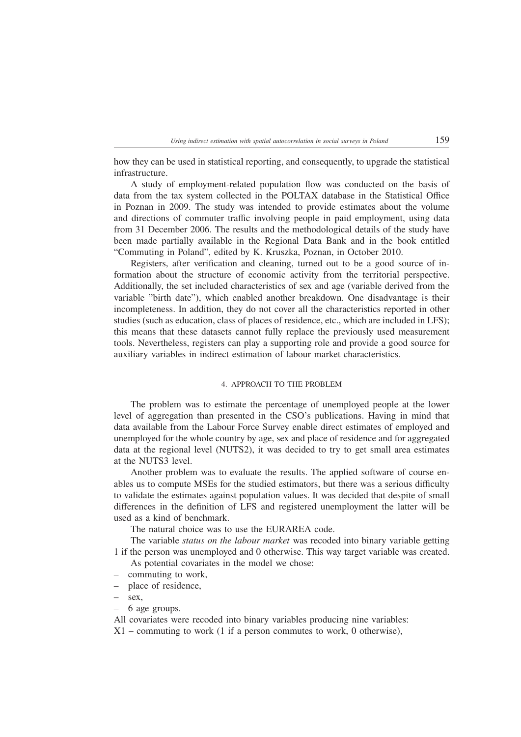how they can be used in statistical reporting, and consequently, to upgrade the statistical infrastructure.

A study of employment-related population flow was conducted on the basis of data from the tax system collected in the POLTAX database in the Statistical Office in Poznan in 2009. The study was intended to provide estimates about the volume and directions of commuter traffic involving people in paid employment, using data from 31 December 2006. The results and the methodological details of the study have been made partially available in the Regional Data Bank and in the book entitled "Commuting in Poland", edited by K. Kruszka, Poznan, in October 2010.

Registers, after verification and cleaning, turned out to be a good source of information about the structure of economic activity from the territorial perspective. Additionally, the set included characteristics of sex and age (variable derived from the variable "birth date"), which enabled another breakdown. One disadvantage is their incompleteness. In addition, they do not cover all the characteristics reported in other studies (such as education, class of places of residence, etc., which are included in LFS); this means that these datasets cannot fully replace the previously used measurement tools. Nevertheless, registers can play a supporting role and provide a good source for auxiliary variables in indirect estimation of labour market characteristics.

## 4. APPROACH TO THE PROBLEM

The problem was to estimate the percentage of unemployed people at the lower level of aggregation than presented in the CSO's publications. Having in mind that data available from the Labour Force Survey enable direct estimates of employed and unemployed for the whole country by age, sex and place of residence and for aggregated data at the regional level (NUTS2), it was decided to try to get small area estimates at the NUTS3 level.

Another problem was to evaluate the results. The applied software of course enables us to compute MSEs for the studied estimators, but there was a serious difficulty to validate the estimates against population values. It was decided that despite of small differences in the definition of LFS and registered unemployment the latter will be used as a kind of benchmark.

The natural choice was to use the EURAREA code.

The variable *status on the labour market* was recoded into binary variable getting 1 if the person was unemployed and 0 otherwise. This way target variable was created.

As potential covariates in the model we chose:

- commuting to work,
- place of residence,
- sex,
- 6 age groups.

All covariates were recoded into binary variables producing nine variables:

X1 – commuting to work (1 if a person commutes to work, 0 otherwise),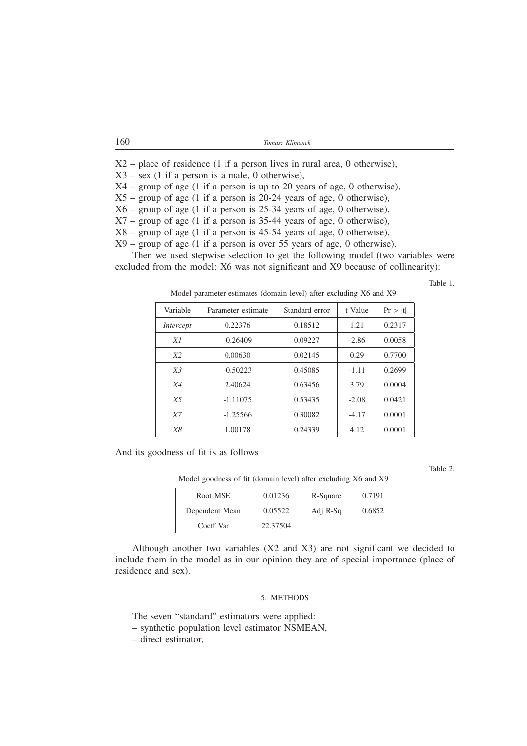X2 – place of residence (1 if a person lives in rural area, 0 otherwise),
X3 – sex (1 if a person is a male, 0 otherwise),
X4 – group of age (1 if a person is up to 20 years of age, 0 otherwise),
X5 – group of age (1 if a person is 20-24 years of age, 0 otherwise),
X6 – group of age (1 if a person is 25-34 years of age, 0 otherwise),
X7 – group of age (1 if a person is 35-44 years of age, 0 otherwise),
X8 – group of age (1 if a person is 45-54 years of age, 0 otherwise),
X9 – group of age (1 if a person is over 55 years of age, 0 otherwise).

Then we used stepwise selection to get the following model (two variables were excluded from the model: X6 was not significant and X9 because of collinearity):

Table 1.

Model parameter estimates (domain level) after excluding X6 and X9

| Variable | Parameter estimate | Standard error | t Value | Pr > \|t\| |
|---|---|---|---|---|
| *Intercept* | 0.22376 | 0.18512 | 1.21 | 0.2317 |
| *X1* | -0.26409 | 0.09227 | -2.86 | 0.0058 |
| *X2* | 0.00630 | 0.02145 | 0.29 | 0.7700 |
| *X3* | -0.50223 | 0.45085 | -1.11 | 0.2699 |
| *X4* | 2.40624 | 0.63456 | 3.79 | 0.0004 |
| *X5* | -1.11075 | 0.53435 | -2.08 | 0.0421 |
| *X7* | -1.25566 | 0.30082 | -4.17 | 0.0001 |
| *X8* | 1.00178 | 0.24339 | 4.12 | 0.0001 |

And its goodness of fit is as follows

Table 2.

Model goodness of fit (domain level) after excluding X6 and X9

| Root MSE | 0.01236 | R-Square | 0.7191 |
|---|---|---|---|
| Dependent Mean | 0.05522 | Adj R-Sq | 0.6852 |
| Coeff Var | 22.37504 | | |

Although another two variables (X2 and X3) are not significant we decided to include them in the model as in our opinion they are of special importance (place of residence and sex).

## 5. METHODS

The seven "standard" estimators were applied:

– synthetic population level estimator NSMEAN,
– direct estimator,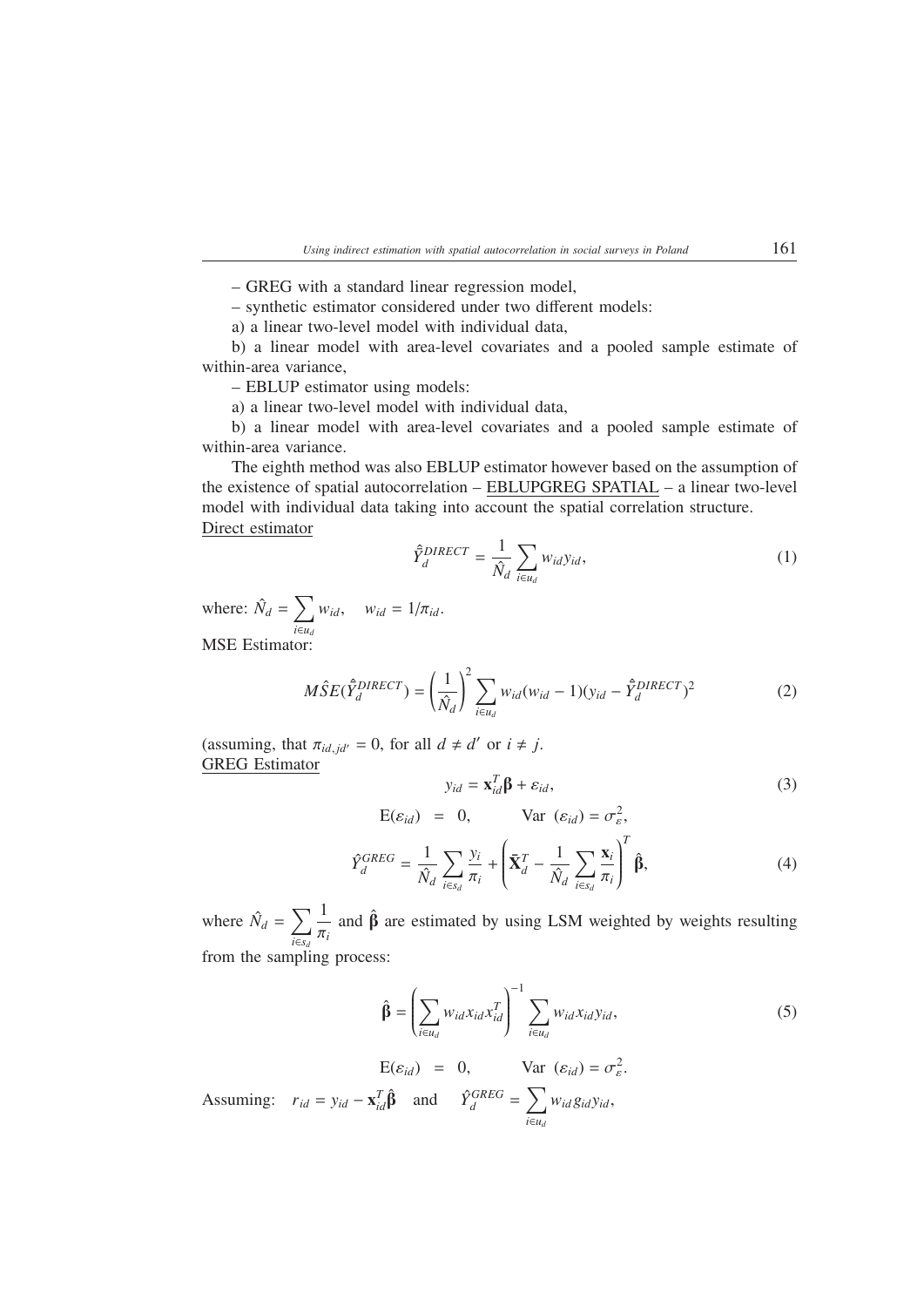– GREG with a standard linear regression model,

– synthetic estimator considered under two different models:

a) a linear two-level model with individual data,

b) a linear model with area-level covariates and a pooled sample estimate of within-area variance,

– EBLUP estimator using models:

a) a linear two-level model with individual data,

b) a linear model with area-level covariates and a pooled sample estimate of within-area variance.

The eighth method was also EBLUP estimator however based on the assumption of the existence of spatial autocorrelation – EBLUPGREG SPATIAL – a linear two-level model with individual data taking into account the spatial correlation structure.

Direct estimator

$$\hat{\bar{Y}}_d^{DIRECT} = \frac{1}{\hat{N}_d} \sum_{i \in u_d} w_{id} y_{id}, \tag{1}$$

where: $\hat{N}_d = \sum_{i \in u_d} w_{id}, \quad w_{id} = 1/\pi_{id}.$

MSE Estimator:

$$M\hat{S}E(\hat{\bar{Y}}_d^{DIRECT}) = \left(\frac{1}{\hat{N}_d}\right)^2 \sum_{i \in u_d} w_{id}(w_{id} - 1)(y_{id} - \hat{\bar{Y}}_d^{DIRECT})^2 \tag{2}$$

(assuming, that $\pi_{id,jd'} = 0$, for all $d \neq d'$ or $i \neq j$.

GREG Estimator

$$y_{id} = \mathbf{x}_{id}^T \boldsymbol{\beta} + \varepsilon_{id}, \tag{3}$$

$$\mathrm{E}(\varepsilon_{id}) = 0, \qquad \mathrm{Var}\ (\varepsilon_{id}) = \sigma_\varepsilon^2,$$

$$\hat{Y}_d^{GREG} = \frac{1}{\hat{N}_d} \sum_{i \in s_d} \frac{y_i}{\pi_i} + \left(\bar{\mathbf{X}}_d^T - \frac{1}{\hat{N}_d} \sum_{i \in s_d} \frac{\mathbf{x}_i}{\pi_i}\right)^T \hat{\boldsymbol{\beta}}, \tag{4}$$

where $\hat{N}_d = \sum_{i \in s_d} \frac{1}{\pi_i}$ and $\hat{\boldsymbol{\beta}}$ are estimated by using LSM weighted by weights resulting from the sampling process:

$$\hat{\boldsymbol{\beta}} = \left(\sum_{i \in u_d} w_{id} x_{id} x_{id}^T\right)^{-1} \sum_{i \in u_d} w_{id} x_{id} y_{id}, \tag{5}$$

$$\mathrm{E}(\varepsilon_{id}) = 0, \qquad \mathrm{Var}\ (\varepsilon_{id}) = \sigma_\varepsilon^2.$$

Assuming: $r_{id} = y_{id} - \mathbf{x}_{id}^T \hat{\boldsymbol{\beta}}$ and $\hat{Y}_d^{GREG} = \sum_{i \in u_d} w_{id} g_{id} y_{id},$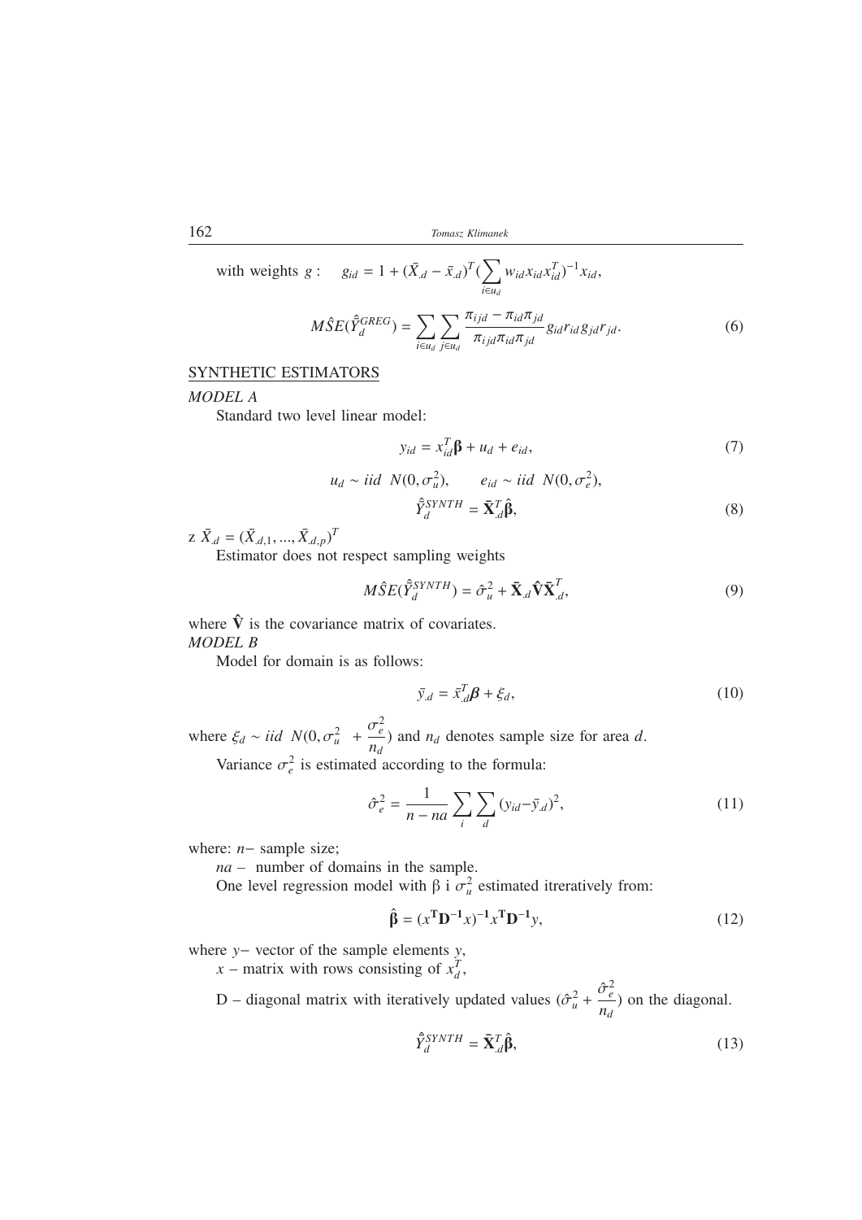with weights $g$ : $g_{id} = 1 + (\bar{X}_{.d} - \bar{x}_{.d})^T (\sum_{i \in u_d} w_{id} x_{id} x_{id}^T)^{-1} x_{id}$,

$$M\hat{S}E(\hat{\bar{Y}}_d^{GREG}) = \sum_{i \in u_d} \sum_{j \in u_d} \frac{\pi_{ijd} - \pi_{id}\pi_{jd}}{\pi_{ijd}\pi_{id}\pi_{jd}} g_{id} r_{id} g_{jd} r_{jd}. \tag{6}$$

SYNTHETIC ESTIMATORS

*MODEL A*

Standard two level linear model:

$$y_{id} = x_{id}^T \boldsymbol{\beta} + u_d + e_{id}, \tag{7}$$

$$u_d \sim iid\ \ N(0, \sigma_u^2), \qquad e_{id} \sim iid\ \ N(0, \sigma_e^2),$$

$$\hat{\bar{Y}}_d^{SYNTH} = \bar{\mathbf{X}}_{.d}^T \hat{\boldsymbol{\beta}}, \tag{8}$$

z $\bar{X}_{.d} = (\bar{X}_{.d,1}, ..., \bar{X}_{.d,p})^T$

Estimator does not respect sampling weights

$$M\hat{S}E(\hat{\bar{Y}}_d^{SYNTH}) = \hat{\sigma}_u^2 + \bar{\mathbf{X}}_{.d} \hat{\mathbf{V}} \bar{\mathbf{X}}_{.d}^T, \tag{9}$$

where $\hat{\mathbf{V}}$ is the covariance matrix of covariates.

*MODEL B*

Model for domain is as follows:

$$\bar{y}_{.d} = \bar{x}_{.d}^T \boldsymbol{\beta} + \xi_d, \tag{10}$$

where $\xi_d \sim iid\ \ N(0, \sigma_u^2 + \frac{\sigma_e^2}{n_d})$ and $n_d$ denotes sample size for area $d$.

Variance $\sigma_e^2$ is estimated according to the formula:

$$\hat{\sigma}_e^2 = \frac{1}{n - na} \sum_i \sum_d (y_{id} - \bar{y}_{.d})^2, \tag{11}$$

where: $n-$ sample size;

$na$ – number of domains in the sample.

One level regression model with β i $\sigma_u^2$ estimated itreratively from:

$$\hat{\boldsymbol{\beta}} = (x^{\mathbf{T}} \mathbf{D}^{-1} x)^{-1} x^{\mathbf{T}} \mathbf{D}^{-1} y, \tag{12}$$

where $y-$ vector of the sample elements $y$,

$x$ – matrix with rows consisting of $x_d^T$,

D – diagonal matrix with iteratively updated values $(\hat{\sigma}_u^2 + \frac{\hat{\sigma}_e^2}{n_d})$ on the diagonal.

$$\hat{\bar{Y}}_d^{SYNTH} = \bar{\mathbf{X}}_{.d}^T \hat{\boldsymbol{\beta}}, \tag{13}$$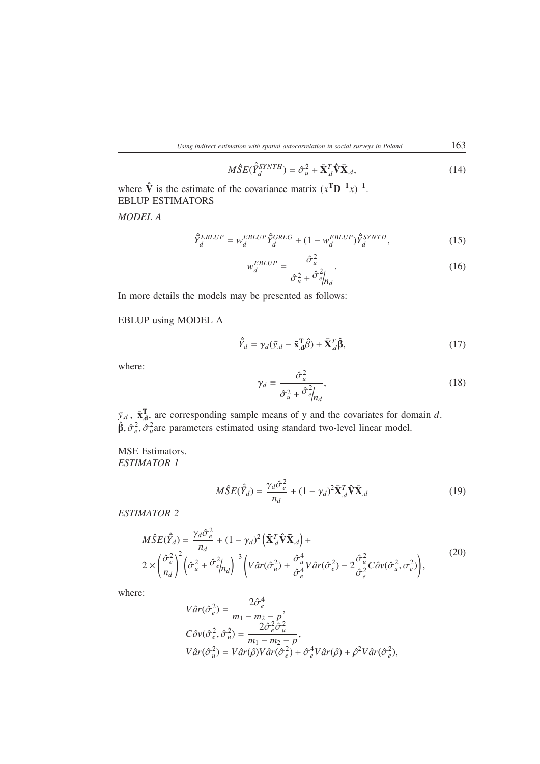$$M\hat{S}E(\hat{\hat{Y}}_d^{SYNTH}) = \hat{\sigma}_u^2 + \bar{\mathbf{X}}_{.d}^T \hat{\mathbf{V}} \bar{\mathbf{X}}_{.d}, \tag{14}$$

where $\hat{\mathbf{V}}$ is the estimate of the covariance matrix $(x^{\mathbf{T}}\mathbf{D}^{-1}x)^{-1}$.

EBLUP ESTIMATORS

*MODEL A*

$$\hat{\hat{Y}}_d^{EBLUP} = w_d^{EBLUP} \hat{\hat{Y}}_d^{GREG} + (1 - w_d^{EBLUP})\hat{\hat{Y}}_d^{SYNTH}, \tag{15}$$

$$w_d^{EBLUP} = \frac{\hat{\sigma}_u^2}{\hat{\sigma}_u^2 + \hat{\sigma}_e^2 / n_d}. \tag{16}$$

In more details the models may be presented as follows:

EBLUP using MODEL A

$$\hat{\hat{Y}}_d = \gamma_d(\bar{y}_{.d} - \bar{\mathbf{x}}_{.\mathbf{d}}^{\mathbf{T}}\hat{\beta}) + \bar{\mathbf{X}}_{.d}^T\hat{\boldsymbol{\beta}}, \tag{17}$$

where:

$$\gamma_d = \frac{\hat{\sigma}_u^2}{\hat{\sigma}_u^2 + \hat{\sigma}_e^2 / n_d}, \tag{18}$$

$\bar{y}_{.d}$ , $\bar{\mathbf{x}}_{.\mathbf{d}}^{\mathbf{T}}$, are corresponding sample means of y and the covariates for domain $d$. $\hat{\boldsymbol{\beta}}, \hat{\sigma}_e^2, \hat{\sigma}_u^2$ are parameters estimated using standard two-level linear model.

MSE Estimators.

*ESTIMATOR 1*

$$M\hat{S}E(\hat{\hat{Y}}_d) = \frac{\gamma_d \hat{\sigma}_e^2}{n_d} + (1 - \gamma_d)^2 \bar{\mathbf{X}}_{.d}^T \hat{\mathbf{V}} \bar{\mathbf{X}}_{.d} \tag{19}$$

*ESTIMATOR 2*

$$\begin{aligned} M\hat{S}E(\hat{\hat{Y}}_d) &= \frac{\gamma_d \hat{\sigma}_e^2}{n_d} + (1 - \gamma_d)^2 \left(\bar{\mathbf{X}}_{.d}^T \hat{\mathbf{V}} \bar{\mathbf{X}}_{.d}\right) + \\ 2 \times &\left(\frac{\hat{\sigma}_e^2}{n_d}\right)^2 \left(\hat{\sigma}_u^2 + \hat{\sigma}_e^2 / n_d\right)^{-3} \left(V\hat{a}r(\hat{\sigma}_u^2) + \frac{\hat{\sigma}_u^4}{\hat{\sigma}_e^4} V\hat{a}r(\hat{\sigma}_e^2) - 2\frac{\hat{\sigma}_u^2}{\hat{\sigma}_e^2} C\hat{o}v(\hat{\sigma}_u^2, \sigma_e^2)\right), \end{aligned} \tag{20}$$

where:

$$V\hat{a}r(\hat{\sigma}_e^2) = \frac{2\hat{\sigma}_e^4}{m_1 - m_2 - p},$$

$$C\hat{o}v(\hat{\sigma}_e^2, \hat{\sigma}_u^2) = \frac{2\hat{\sigma}_e^2 \hat{\sigma}_u^2}{m_1 - m_2 - p},$$

$$V\hat{a}r(\hat{\sigma}_u^2) = V\hat{a}r(\hat{\rho}) V\hat{a}r(\hat{\sigma}_e^2) + \hat{\sigma}_e^4 V\hat{a}r(\hat{\rho}) + \hat{\rho}^2 V\hat{a}r(\hat{\sigma}_e^2),$$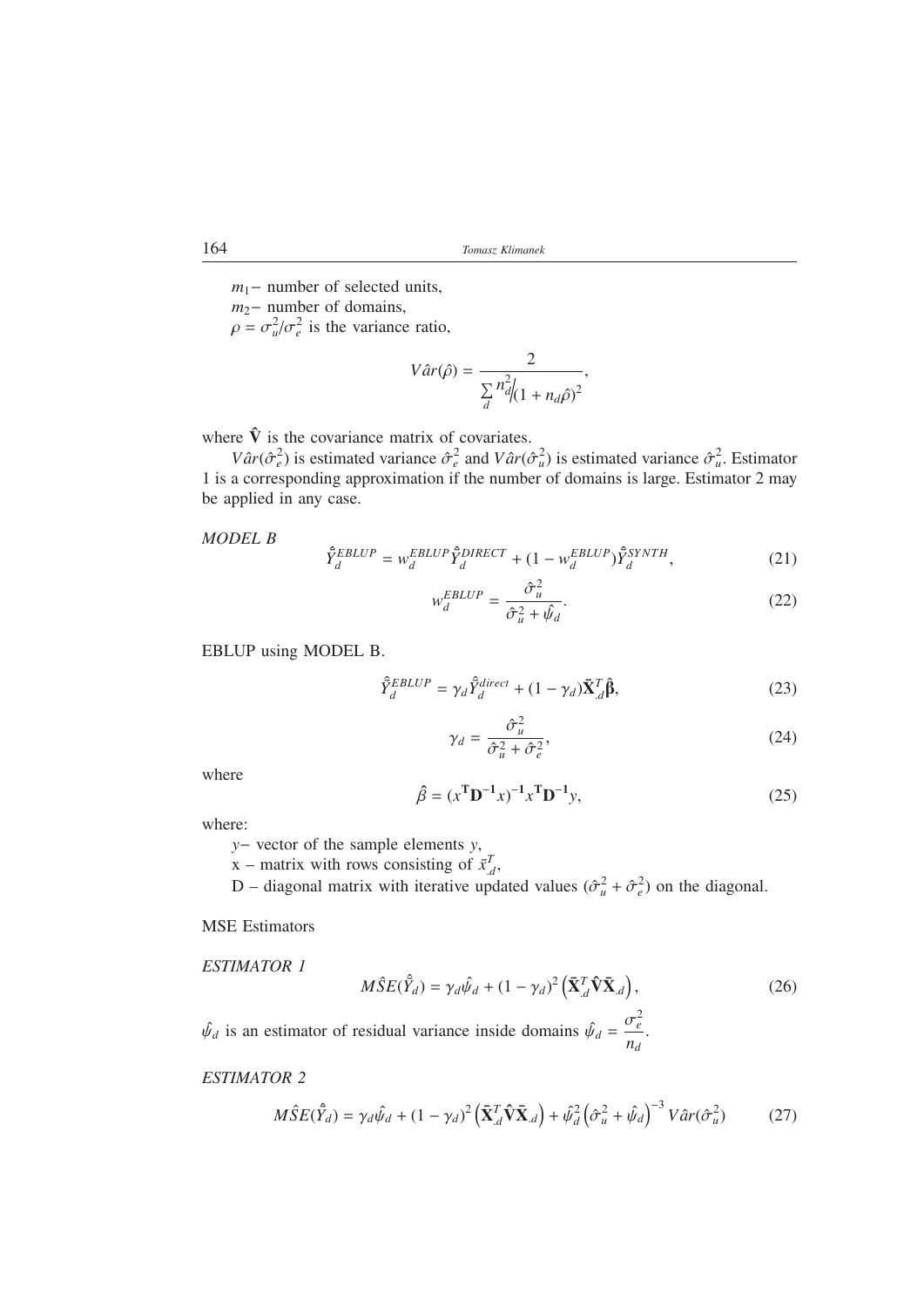$m_1$ – number of selected units,

$m_2$ – number of domains,

$\rho = \sigma_u^2 / \sigma_e^2$ is the variance ratio,

$$V\hat{a}r(\hat{\rho}) = \frac{2}{\sum_d n_d^2 \big/ (1 + n_d \hat{\rho})^2},$$

where $\hat{\mathbf{V}}$ is the covariance matrix of covariates.

$V\hat{a}r(\hat{\sigma}_e^2)$ is estimated variance $\hat{\sigma}_e^2$ and $V\hat{a}r(\hat{\sigma}_u^2)$ is estimated variance $\hat{\sigma}_u^2$. Estimator 1 is a corresponding approximation if the number of domains is large. Estimator 2 may be applied in any case.

*MODEL B*

$$\hat{\hat{Y}}_d^{EBLUP} = w_d^{EBLUP} \hat{\hat{Y}}_d^{DIRECT} + (1 - w_d^{EBLUP}) \hat{\hat{Y}}_d^{SYNTH}, \tag{21}$$

$$w_d^{EBLUP} = \frac{\hat{\sigma}_u^2}{\hat{\sigma}_u^2 + \hat{\psi}_d}. \tag{22}$$

EBLUP using MODEL B.

$$\hat{\hat{Y}}_d^{EBLUP} = \gamma_d \hat{\hat{Y}}_d^{direct} + (1 - \gamma_d) \bar{\mathbf{X}}_{.d}^T \hat{\boldsymbol{\beta}}, \tag{23}$$

$$\gamma_d = \frac{\hat{\sigma}_u^2}{\hat{\sigma}_u^2 + \hat{\sigma}_e^2}, \tag{24}$$

where

$$\hat{\beta} = (x^{\mathbf{T}} \mathbf{D}^{-1} x)^{-1} x^{\mathbf{T}} \mathbf{D}^{-1} y, \tag{25}$$

where:

$y$ – vector of the sample elements $y$,

x – matrix with rows consisting of $\bar{x}_{.d}^T$,

D – diagonal matrix with iterative updated values $(\hat{\sigma}_u^2 + \hat{\sigma}_e^2)$ on the diagonal.

MSE Estimators

*ESTIMATOR 1*

$$M\hat{S}E(\hat{\hat{Y}}_d) = \gamma_d \hat{\psi}_d + (1 - \gamma_d)^2 \left( \bar{\mathbf{X}}_{.d}^T \hat{\mathbf{V}} \bar{\mathbf{X}}_{.d} \right), \tag{26}$$

$\hat{\psi}_d$ is an estimator of residual variance inside domains $\hat{\psi}_d = \dfrac{\sigma_e^2}{n_d}$.

*ESTIMATOR 2*

$$M\hat{S}E(\hat{\hat{Y}}_d) = \gamma_d \hat{\psi}_d + (1 - \gamma_d)^2 \left( \bar{\mathbf{X}}_{.d}^T \hat{\mathbf{V}} \bar{\mathbf{X}}_{.d} \right) + \hat{\psi}_d^2 \left( \hat{\sigma}_u^2 + \hat{\psi}_d \right)^{-3} V\hat{a}r(\hat{\sigma}_u^2) \tag{27}$$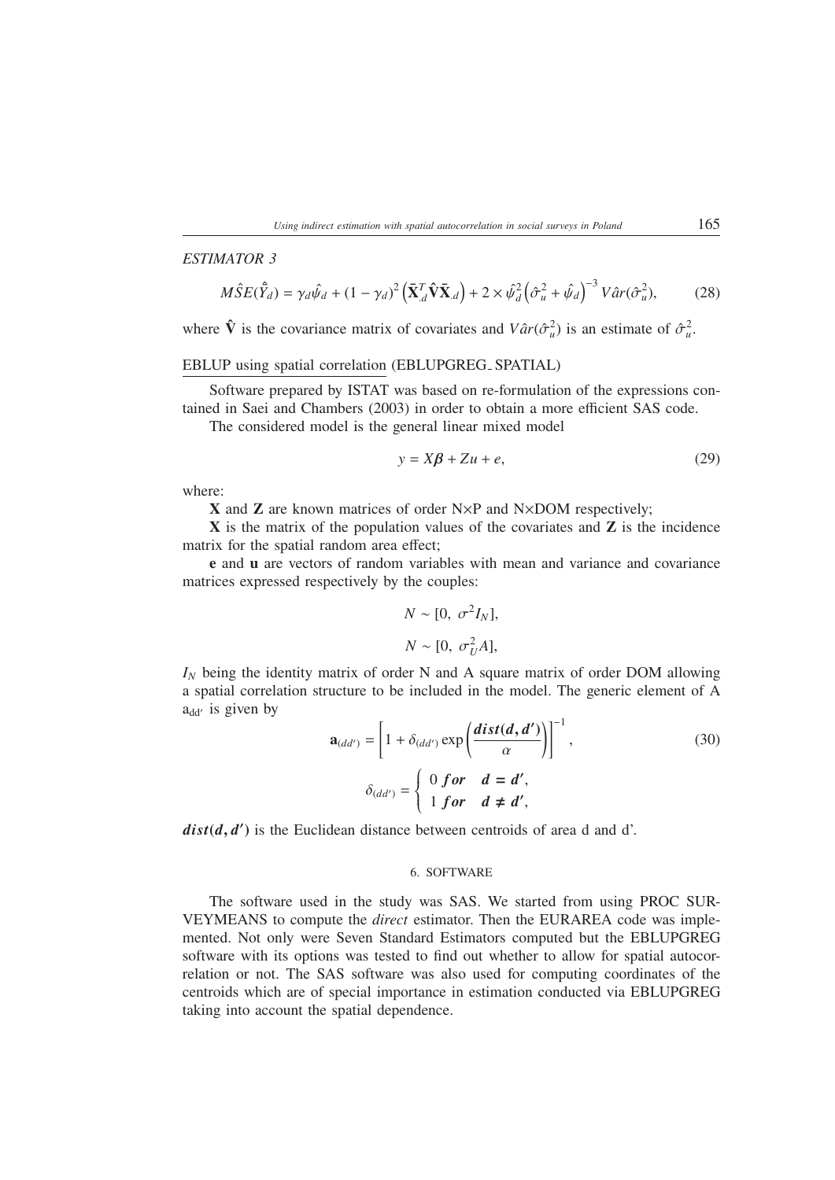*ESTIMATOR 3*

$$M\hat{S}E(\hat{\hat{Y}}_d) = \gamma_d \hat{\psi}_d + (1-\gamma_d)^2 \left( \bar{\mathbf{X}}_{.d}^T \hat{\mathbf{V}} \bar{\mathbf{X}}_{.d} \right) + 2 \times \hat{\psi}_d^2 \left( \hat{\sigma}_u^2 + \hat{\psi}_d \right)^{-3} V\hat{a}r(\hat{\sigma}_u^2), \tag{28}$$

where $\hat{\mathbf{V}}$ is the covariance matrix of covariates and $V\hat{a}r(\hat{\sigma}_u^2)$ is an estimate of $\hat{\sigma}_u^2$.

EBLUP using spatial correlation (EBLUPGREG_SPATIAL)

Software prepared by ISTAT was based on re-formulation of the expressions contained in Saei and Chambers (2003) in order to obtain a more efficient SAS code.

The considered model is the general linear mixed model

$$y = X\boldsymbol{\beta} + Zu + e, \tag{29}$$

where:

**X** and **Z** are known matrices of order N×P and N×DOM respectively;

**X** is the matrix of the population values of the covariates and **Z** is the incidence matrix for the spatial random area effect;

**e** and **u** are vectors of random variables with mean and variance and covariance matrices expressed respectively by the couples:

$$N \sim [0,\ \sigma^2 I_N],$$

$$N \sim [0,\ \sigma_U^2 A],$$

$I_N$ being the identity matrix of order N and A square matrix of order DOM allowing a spatial correlation structure to be included in the model. The generic element of A $a_{dd'}$ is given by

$$\mathbf{a}_{(dd')} = \left[ 1 + \delta_{(dd')} \exp\left( \frac{\boldsymbol{dist(d,d')}}{\alpha} \right) \right]^{-1}, \tag{30}$$

$$\delta_{(dd')} = \begin{cases} 0 \ \boldsymbol{for} \quad \boldsymbol{d = d'}, \\ 1 \ \boldsymbol{for} \quad \boldsymbol{d \neq d'}, \end{cases}$$

$\boldsymbol{dist(d,d')}$ is the Euclidean distance between centroids of area d and d'.

## 6. SOFTWARE

The software used in the study was SAS. We started from using PROC SURVEYMEANS to compute the *direct* estimator. Then the EURAREA code was implemented. Not only were Seven Standard Estimators computed but the EBLUPGREG software with its options was tested to find out whether to allow for spatial autocorrelation or not. The SAS software was also used for computing coordinates of the centroids which are of special importance in estimation conducted via EBLUPGREG taking into account the spatial dependence.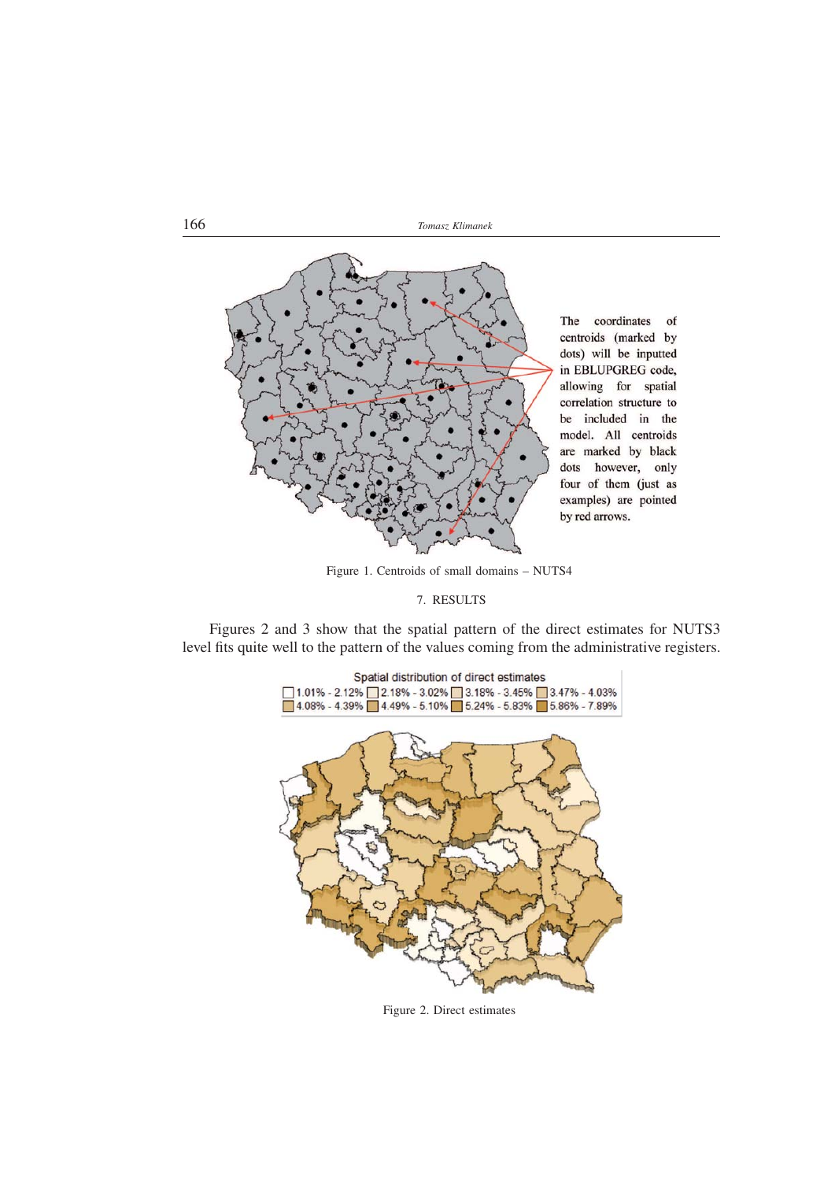The coordinates of centroids (marked by dots) will be inputted in EBLUPGREG code, allowing for spatial correlation structure to be included in the model. All centroids are marked by black dots however, only four of them (just as examples) are pointed by red arrows.

Figure 1. Centroids of small domains – NUTS4

## 7. RESULTS

Figures 2 and 3 show that the spatial pattern of the direct estimates for NUTS3 level fits quite well to the pattern of the values coming from the administrative registers.

Spatial distribution of direct estimates

1.01% - 2.12% | 2.18% - 3.02% | 3.18% - 3.45% | 3.47% - 4.03% | 4.08% - 4.39% | 4.49% - 5.10% | 5.24% - 5.83% | 5.86% - 7.89%

Figure 2. Direct estimates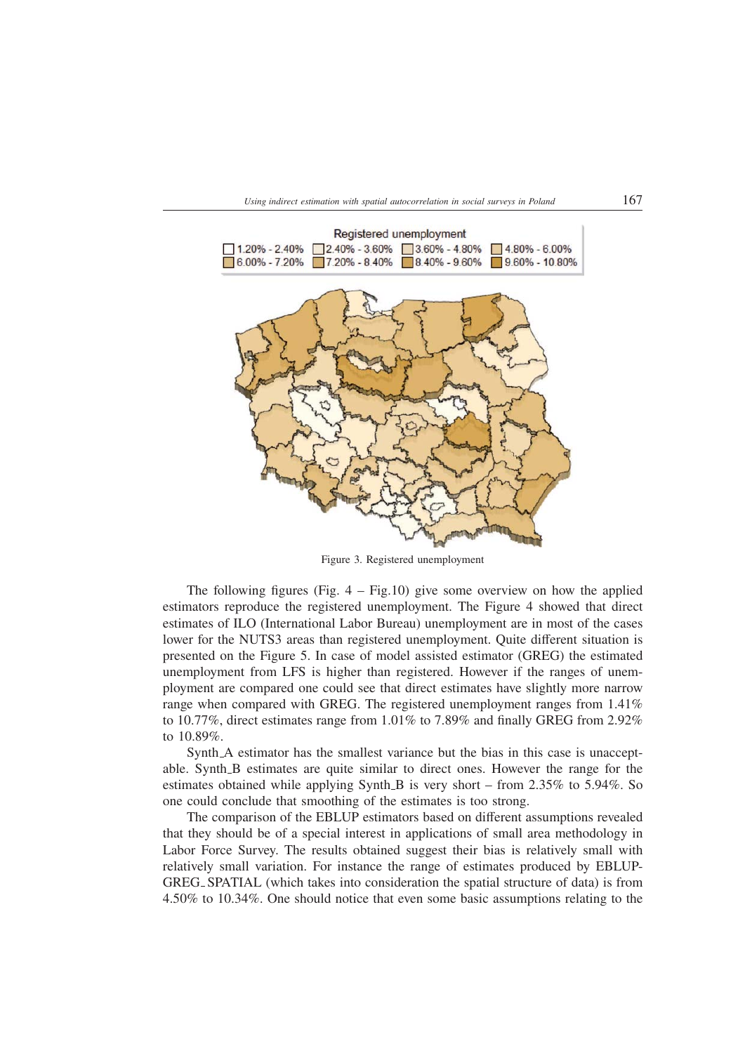Figure 3. Registered unemployment

The following figures (Fig. 4 – Fig.10) give some overview on how the applied estimators reproduce the registered unemployment. The Figure 4 showed that direct estimates of ILO (International Labor Bureau) unemployment are in most of the cases lower for the NUTS3 areas than registered unemployment. Quite different situation is presented on the Figure 5. In case of model assisted estimator (GREG) the estimated unemployment from LFS is higher than registered. However if the ranges of unemployment are compared one could see that direct estimates have slightly more narrow range when compared with GREG. The registered unemployment ranges from 1.41% to 10.77%, direct estimates range from 1.01% to 7.89% and finally GREG from 2.92% to 10.89%.

Synth_A estimator has the smallest variance but the bias in this case is unacceptable. Synth_B estimates are quite similar to direct ones. However the range for the estimates obtained while applying Synth_B is very short – from 2.35% to 5.94%. So one could conclude that smoothing of the estimates is too strong.

The comparison of the EBLUP estimators based on different assumptions revealed that they should be of a special interest in applications of small area methodology in Labor Force Survey. The results obtained suggest their bias is relatively small with relatively small variation. For instance the range of estimates produced by EBLUP-GREG_SPATIAL (which takes into consideration the spatial structure of data) is from 4.50% to 10.34%. One should notice that even some basic assumptions relating to the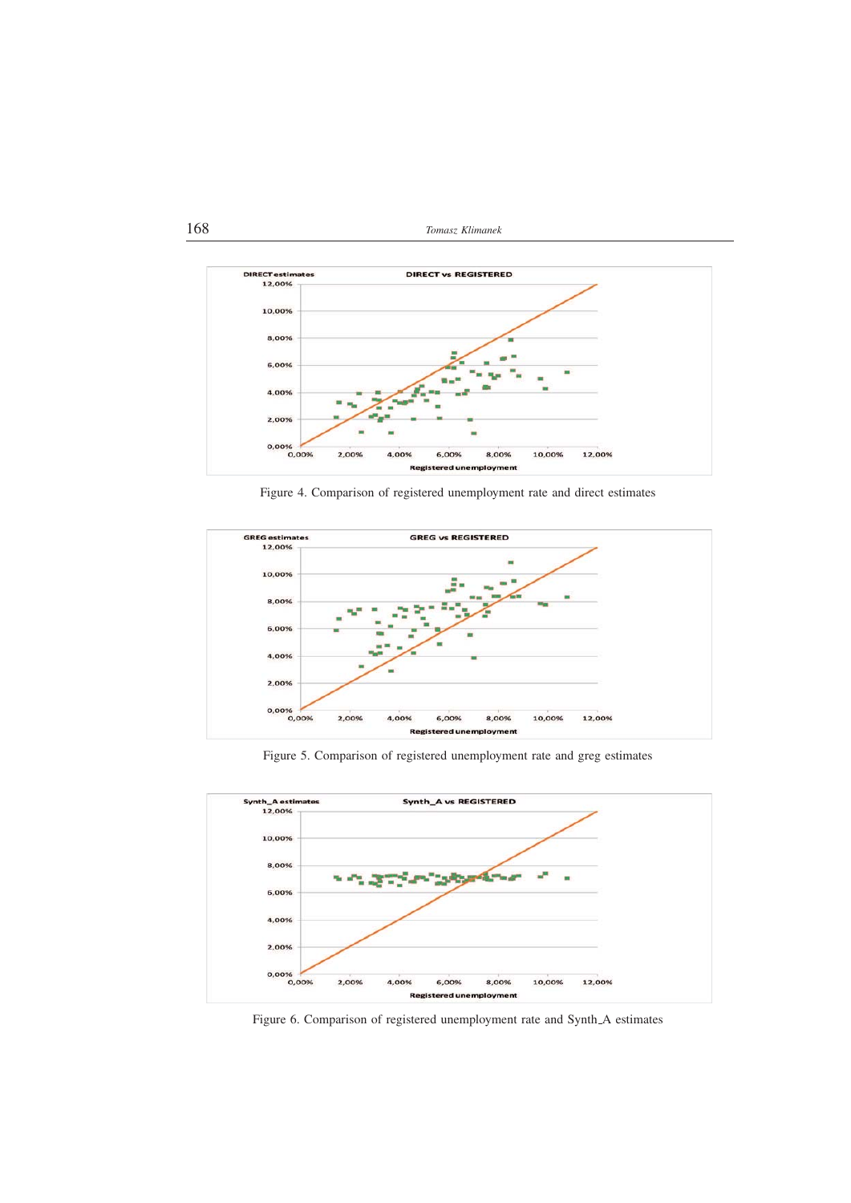Figure 4. Comparison of registered unemployment rate and direct estimates

Figure 5. Comparison of registered unemployment rate and greg estimates

Figure 6. Comparison of registered unemployment rate and Synth_A estimates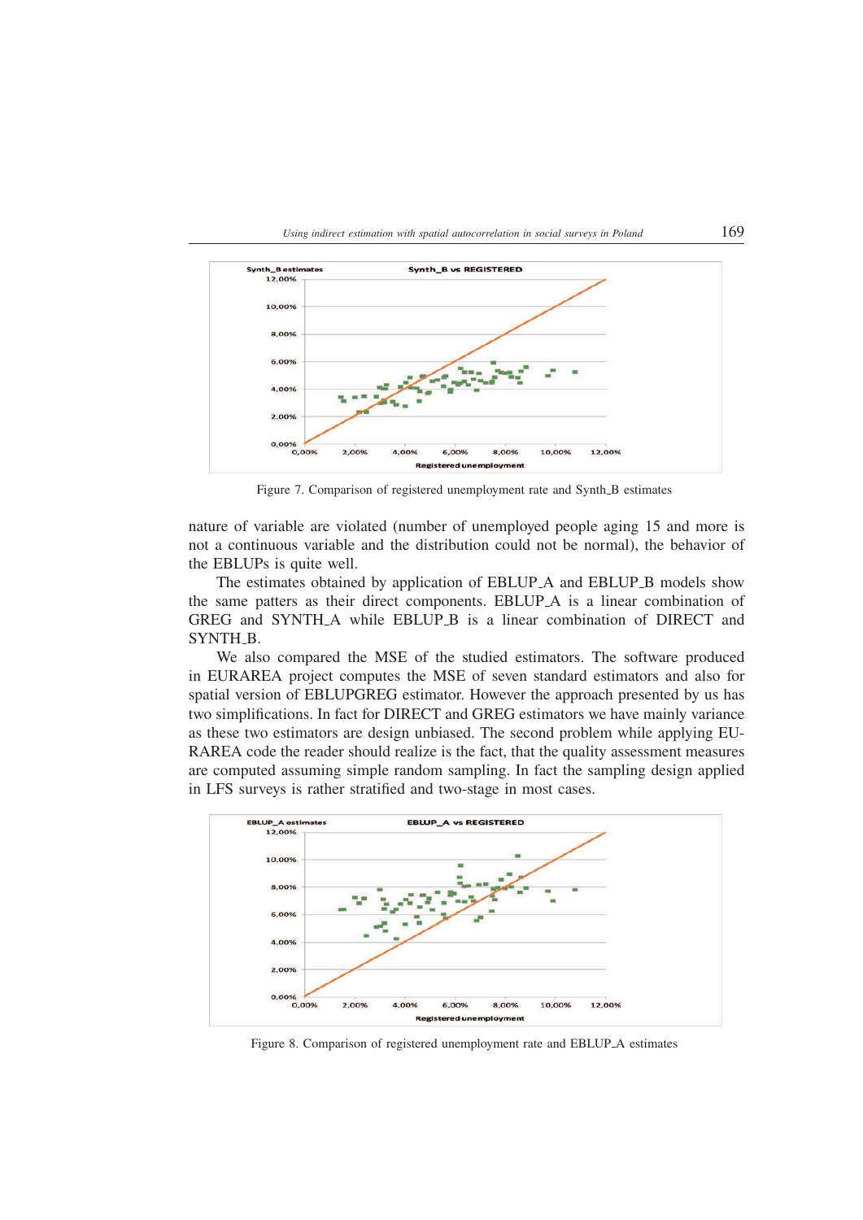Figure 7. Comparison of registered unemployment rate and Synth_B estimates

nature of variable are violated (number of unemployed people aging 15 and more is not a continuous variable and the distribution could not be normal), the behavior of the EBLUPs is quite well.

The estimates obtained by application of EBLUP_A and EBLUP_B models show the same patters as their direct components. EBLUP_A is a linear combination of GREG and SYNTH_A while EBLUP_B is a linear combination of DIRECT and SYNTH_B.

We also compared the MSE of the studied estimators. The software produced in EURAREA project computes the MSE of seven standard estimators and also for spatial version of EBLUPGREG estimator. However the approach presented by us has two simplifications. In fact for DIRECT and GREG estimators we have mainly variance as these two estimators are design unbiased. The second problem while applying EURAREA code the reader should realize is the fact, that the quality assessment measures are computed assuming simple random sampling. In fact the sampling design applied in LFS surveys is rather stratified and two-stage in most cases.

Figure 8. Comparison of registered unemployment rate and EBLUP_A estimates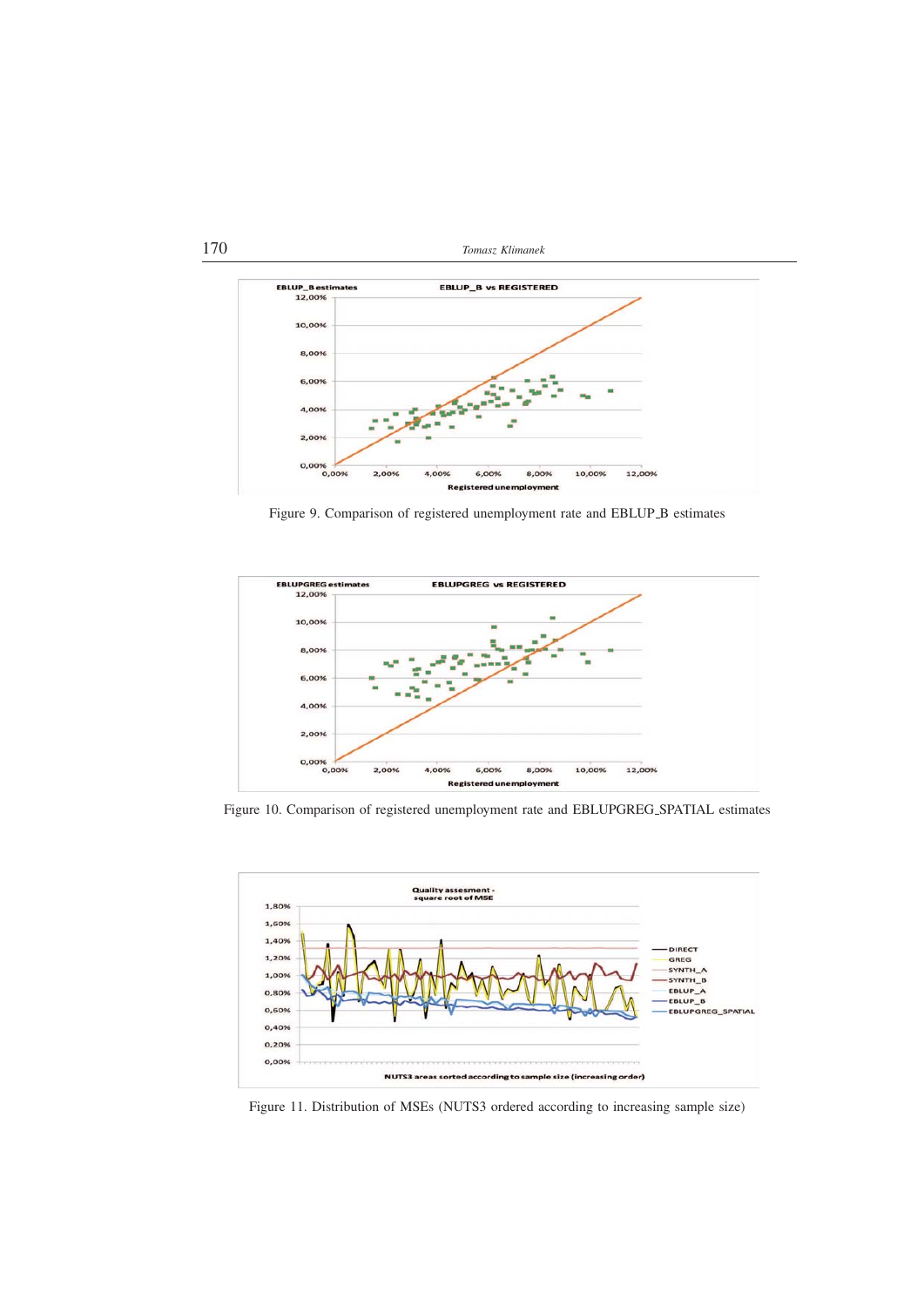Figure 9. Comparison of registered unemployment rate and EBLUP_B estimates

Figure 10. Comparison of registered unemployment rate and EBLUPGREG_SPATIAL estimates

Figure 11. Distribution of MSEs (NUTS3 ordered according to increasing sample size)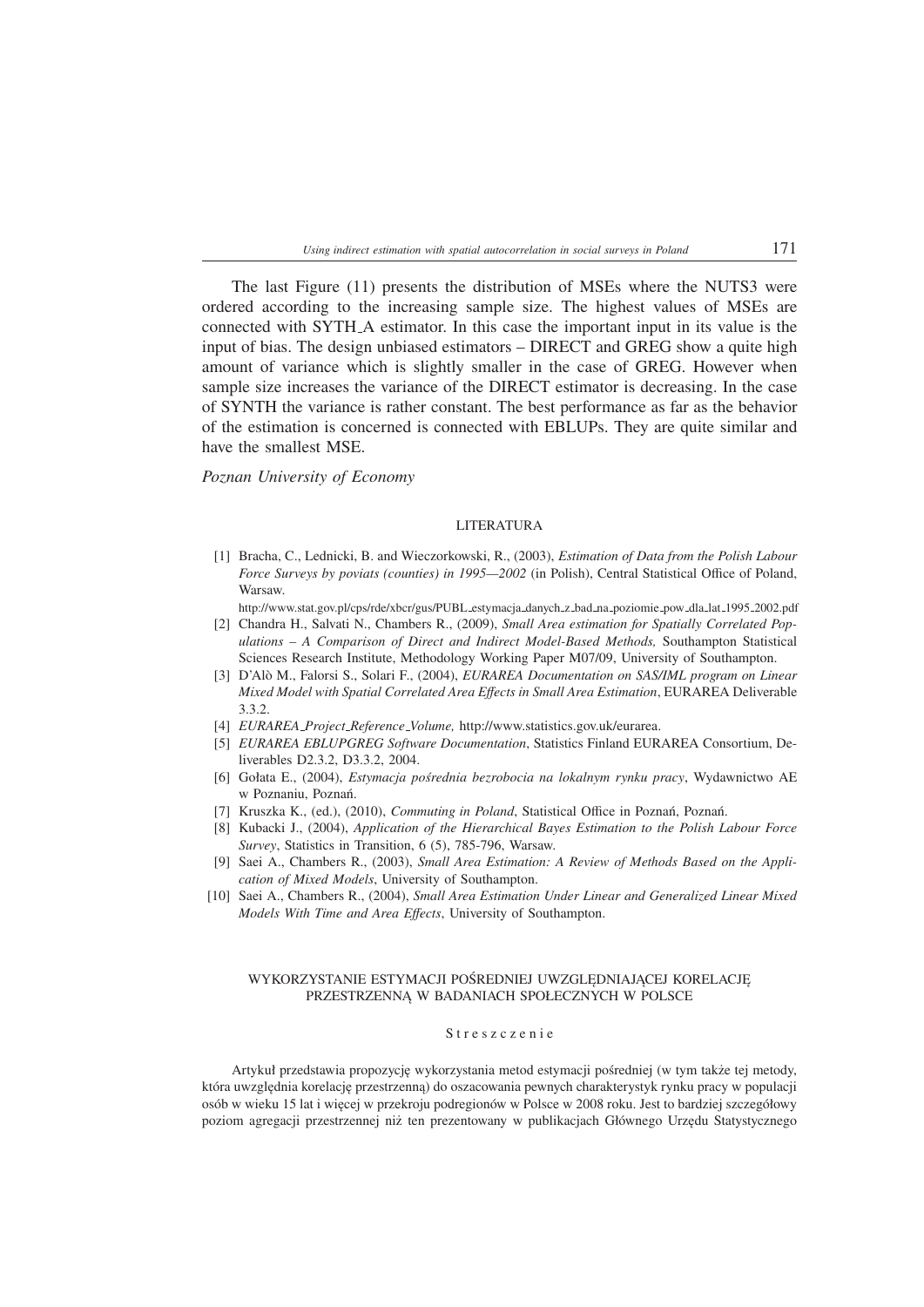The last Figure (11) presents the distribution of MSEs where the NUTS3 were ordered according to the increasing sample size. The highest values of MSEs are connected with SYTH_A estimator. In this case the important input in its value is the input of bias. The design unbiased estimators – DIRECT and GREG show a quite high amount of variance which is slightly smaller in the case of GREG. However when sample size increases the variance of the DIRECT estimator is decreasing. In the case of SYNTH the variance is rather constant. The best performance as far as the behavior of the estimation is concerned is connected with EBLUPs. They are quite similar and have the smallest MSE.

*Poznan University of Economy*

## LITERATURA

[1] Bracha, C., Lednicki, B. and Wieczorkowski, R., (2003), *Estimation of Data from the Polish Labour Force Surveys by poviats (counties) in 1995—2002* (in Polish), Central Statistical Office of Poland, Warsaw.
http://www.stat.gov.pl/cps/rde/xbcr/gus/PUBL_estymacja_danych_z_bad_na_poziomie_pow_dla_lat_1995_2002.pdf

[2] Chandra H., Salvati N., Chambers R., (2009), *Small Area estimation for Spatially Correlated Populations – A Comparison of Direct and Indirect Model-Based Methods,* Southampton Statistical Sciences Research Institute, Methodology Working Paper M07/09, University of Southampton.

[3] D'Alò M., Falorsi S., Solari F., (2004), *EURAREA Documentation on SAS/IML program on Linear Mixed Model with Spatial Correlated Area Effects in Small Area Estimation*, EURAREA Deliverable 3.3.2.

[4] *EURAREA_Project_Reference_Volume,* http://www.statistics.gov.uk/eurarea.

[5] *EURAREA EBLUPGREG Software Documentation*, Statistics Finland EURAREA Consortium, Deliverables D2.3.2, D3.3.2, 2004.

[6] Gołata E., (2004), *Estymacja pośrednia bezrobocia na lokalnym rynku pracy*, Wydawnictwo AE w Poznaniu, Poznań.

[7] Kruszka K., (ed.), (2010), *Commuting in Poland*, Statistical Office in Poznań, Poznań.

[8] Kubacki J., (2004), *Application of the Hierarchical Bayes Estimation to the Polish Labour Force Survey*, Statistics in Transition, 6 (5), 785-796, Warsaw.

[9] Saei A., Chambers R., (2003), *Small Area Estimation: A Review of Methods Based on the Application of Mixed Models*, University of Southampton.

[10] Saei A., Chambers R., (2004), *Small Area Estimation Under Linear and Generalized Linear Mixed Models With Time and Area Effects*, University of Southampton.

## WYKORZYSTANIE ESTYMACJI POŚREDNIEJ UWZGLĘDNIAJĄCEJ KORELACJĘ PRZESTRZENNĄ W BADANIACH SPOŁECZNYCH W POLSCE

### Streszczenie

Artykuł przedstawia propozycję wykorzystania metod estymacji pośredniej (w tym także tej metody, która uwzględnia korelację przestrzenną) do oszacowania pewnych charakterystyk rynku pracy w populacji osób w wieku 15 lat i więcej w przekroju podregionów w Polsce w 2008 roku. Jest to bardziej szczegółowy poziom agregacji przestrzennej niż ten prezentowany w publikacjach Głównego Urzędu Statystycznego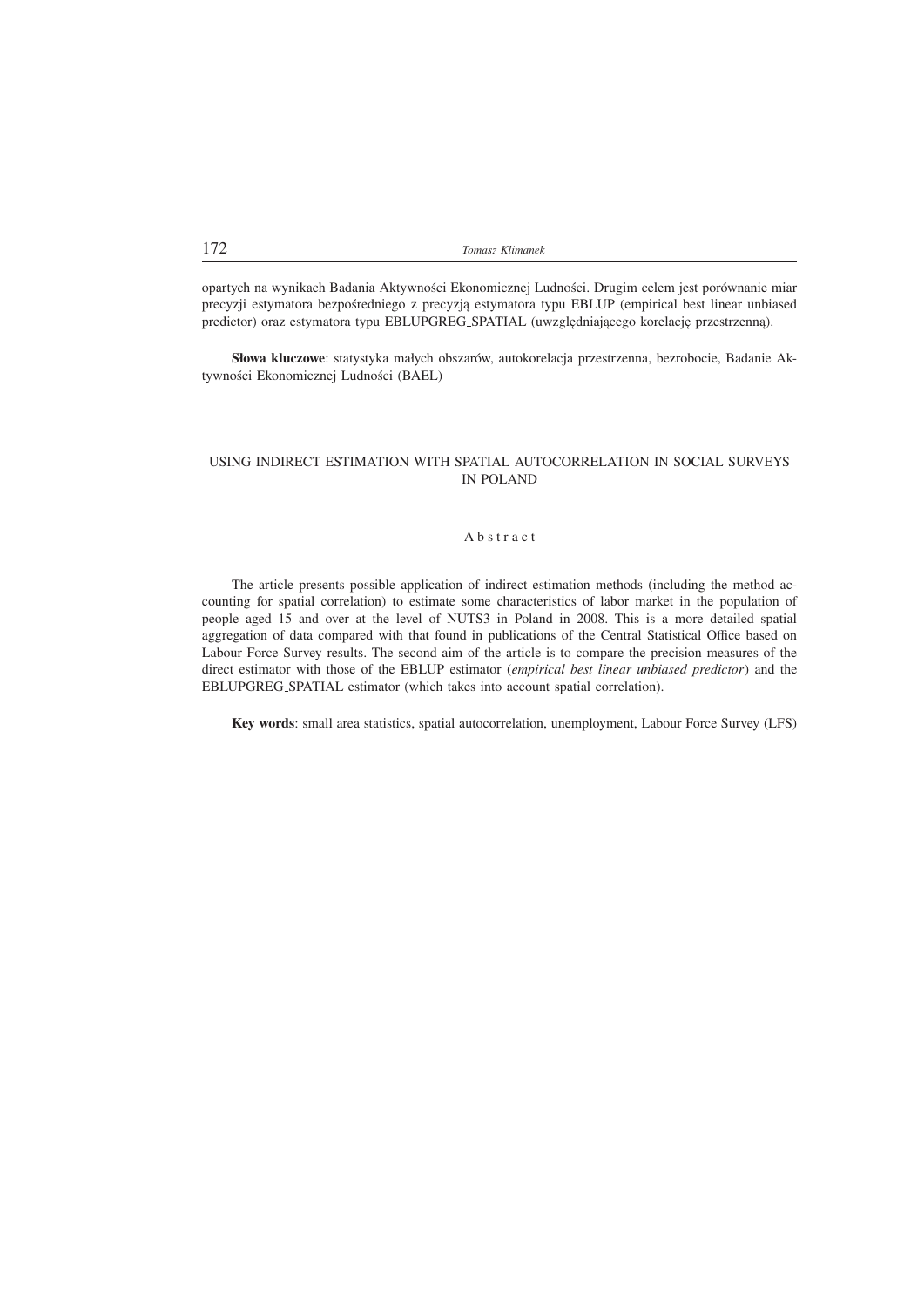opartych na wynikach Badania Aktywności Ekonomicznej Ludności. Drugim celem jest porównanie miar precyzji estymatora bezpośredniego z precyzją estymatora typu EBLUP (empirical best linear unbiased predictor) oraz estymatora typu EBLUPGREG_SPATIAL (uwzględniającego korelację przestrzenną).

**Słowa kluczowe**: statystyka małych obszarów, autokorelacja przestrzenna, bezrobocie, Badanie Aktywności Ekonomicznej Ludności (BAEL)

## USING INDIRECT ESTIMATION WITH SPATIAL AUTOCORRELATION IN SOCIAL SURVEYS IN POLAND

### Abstract

The article presents possible application of indirect estimation methods (including the method accounting for spatial correlation) to estimate some characteristics of labor market in the population of people aged 15 and over at the level of NUTS3 in Poland in 2008. This is a more detailed spatial aggregation of data compared with that found in publications of the Central Statistical Office based on Labour Force Survey results. The second aim of the article is to compare the precision measures of the direct estimator with those of the EBLUP estimator (*empirical best linear unbiased predictor*) and the EBLUPGREG_SPATIAL estimator (which takes into account spatial correlation).

**Key words**: small area statistics, spatial autocorrelation, unemployment, Labour Force Survey (LFS)